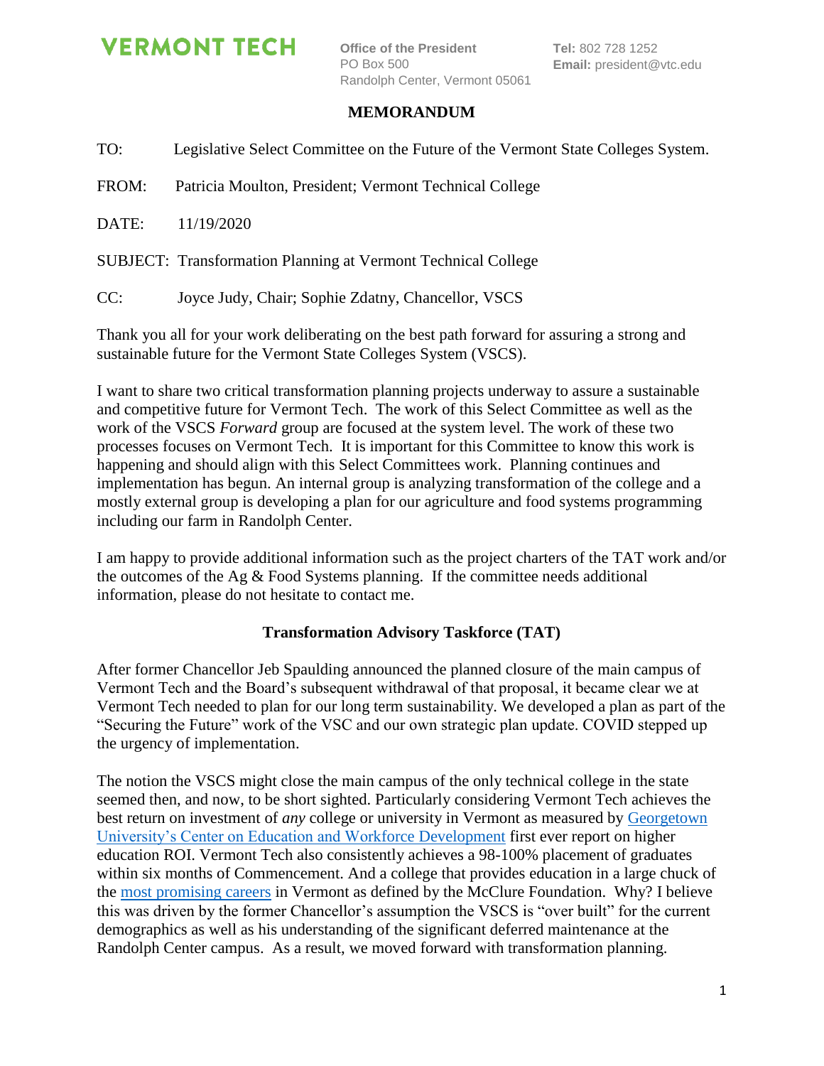VERMONT TECH

Office of the President
PO Box 500
Randolph Center, Vermont 05061

**Tel:** 802 728 1252
**Email:** president@vtc.edu

## MEMORANDUM

TO: Legislative Select Committee on the Future of the Vermont State Colleges System.

FROM: Patricia Moulton, President; Vermont Technical College

DATE: 11/19/2020

SUBJECT: Transformation Planning at Vermont Technical College

CC: Joyce Judy, Chair; Sophie Zdatny, Chancellor, VSCS

Thank you all for your work deliberating on the best path forward for assuring a strong and sustainable future for the Vermont State Colleges System (VSCS).

I want to share two critical transformation planning projects underway to assure a sustainable and competitive future for Vermont Tech. The work of this Select Committee as well as the work of the VSCS *Forward* group are focused at the system level. The work of these two processes focuses on Vermont Tech. It is important for this Committee to know this work is happening and should align with this Select Committees work. Planning continues and implementation has begun. An internal group is analyzing transformation of the college and a mostly external group is developing a plan for our agriculture and food systems programming including our farm in Randolph Center.

I am happy to provide additional information such as the project charters of the TAT work and/or the outcomes of the Ag & Food Systems planning. If the committee needs additional information, please do not hesitate to contact me.

### Transformation Advisory Taskforce (TAT)

After former Chancellor Jeb Spaulding announced the planned closure of the main campus of Vermont Tech and the Board's subsequent withdrawal of that proposal, it became clear we at Vermont Tech needed to plan for our long term sustainability. We developed a plan as part of the "Securing the Future" work of the VSC and our own strategic plan update. COVID stepped up the urgency of implementation.

The notion the VSCS might close the main campus of the only technical college in the state seemed then, and now, to be short sighted. Particularly considering Vermont Tech achieves the best return on investment of *any* college or university in Vermont as measured by Georgetown University's Center on Education and Workforce Development first ever report on higher education ROI. Vermont Tech also consistently achieves a 98-100% placement of graduates within six months of Commencement. And a college that provides education in a large chuck of the most promising careers in Vermont as defined by the McClure Foundation. Why? I believe this was driven by the former Chancellor's assumption the VSCS is "over built" for the current demographics as well as his understanding of the significant deferred maintenance at the Randolph Center campus. As a result, we moved forward with transformation planning.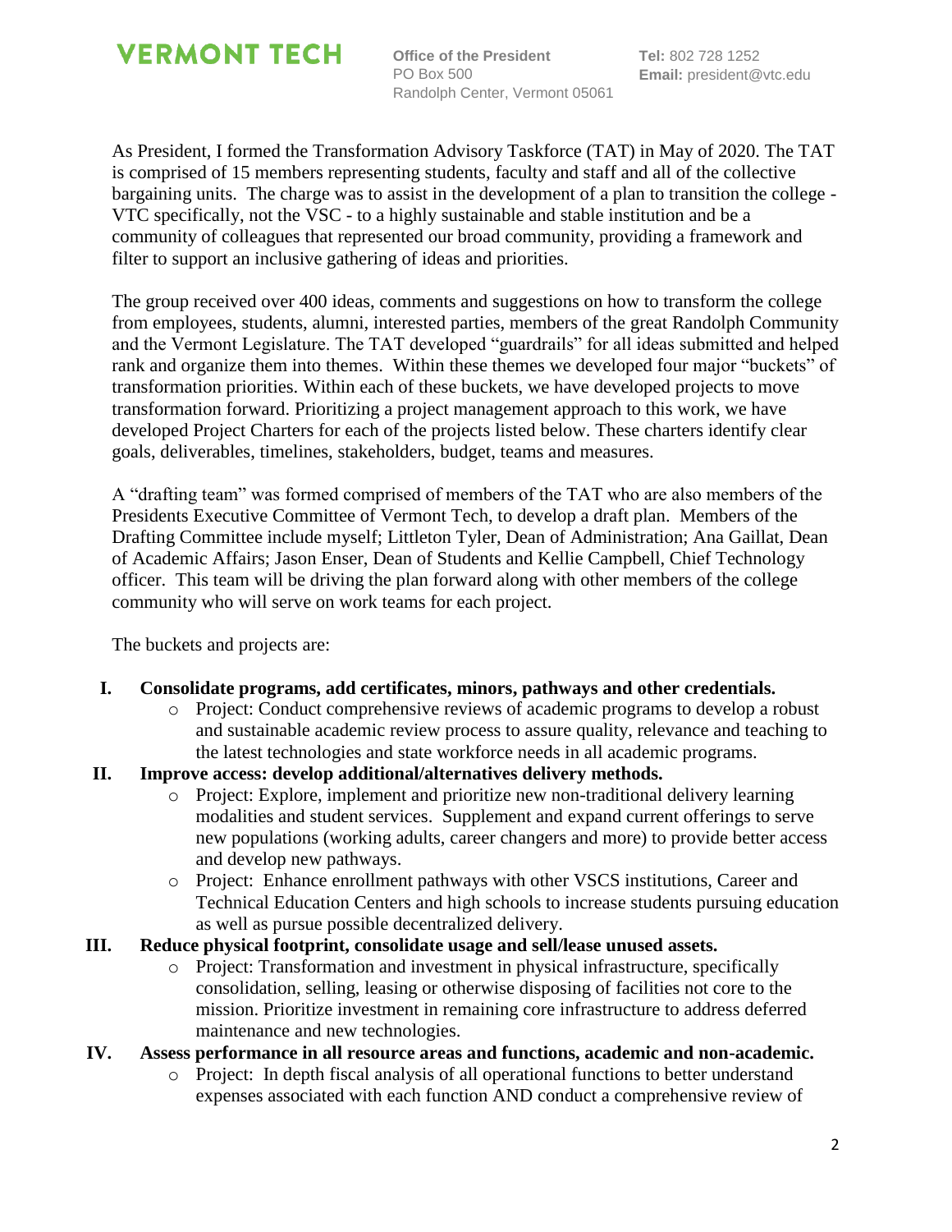As President, I formed the Transformation Advisory Taskforce (TAT) in May of 2020. The TAT is comprised of 15 members representing students, faculty and staff and all of the collective bargaining units. The charge was to assist in the development of a plan to transition the college - VTC specifically, not the VSC - to a highly sustainable and stable institution and be a community of colleagues that represented our broad community, providing a framework and filter to support an inclusive gathering of ideas and priorities.

The group received over 400 ideas, comments and suggestions on how to transform the college from employees, students, alumni, interested parties, members of the great Randolph Community and the Vermont Legislature. The TAT developed "guardrails" for all ideas submitted and helped rank and organize them into themes. Within these themes we developed four major "buckets" of transformation priorities. Within each of these buckets, we have developed projects to move transformation forward. Prioritizing a project management approach to this work, we have developed Project Charters for each of the projects listed below. These charters identify clear goals, deliverables, timelines, stakeholders, budget, teams and measures.

A "drafting team" was formed comprised of members of the TAT who are also members of the Presidents Executive Committee of Vermont Tech, to develop a draft plan. Members of the Drafting Committee include myself; Littleton Tyler, Dean of Administration; Ana Gaillat, Dean of Academic Affairs; Jason Enser, Dean of Students and Kellie Campbell, Chief Technology officer. This team will be driving the plan forward along with other members of the college community who will serve on work teams for each project.

The buckets and projects are:

I. **Consolidate programs, add certificates, minors, pathways and other credentials.**
   - Project: Conduct comprehensive reviews of academic programs to develop a robust and sustainable academic review process to assure quality, relevance and teaching to the latest technologies and state workforce needs in all academic programs.

II. **Improve access: develop additional/alternatives delivery methods.**
   - Project: Explore, implement and prioritize new non-traditional delivery learning modalities and student services. Supplement and expand current offerings to serve new populations (working adults, career changers and more) to provide better access and develop new pathways.
   - Project: Enhance enrollment pathways with other VSCS institutions, Career and Technical Education Centers and high schools to increase students pursuing education as well as pursue possible decentralized delivery.

III. **Reduce physical footprint, consolidate usage and sell/lease unused assets.**
   - Project: Transformation and investment in physical infrastructure, specifically consolidation, selling, leasing or otherwise disposing of facilities not core to the mission. Prioritize investment in remaining core infrastructure to address deferred maintenance and new technologies.

IV. **Assess performance in all resource areas and functions, academic and non-academic.**
   - Project: In depth fiscal analysis of all operational functions to better understand expenses associated with each function AND conduct a comprehensive review of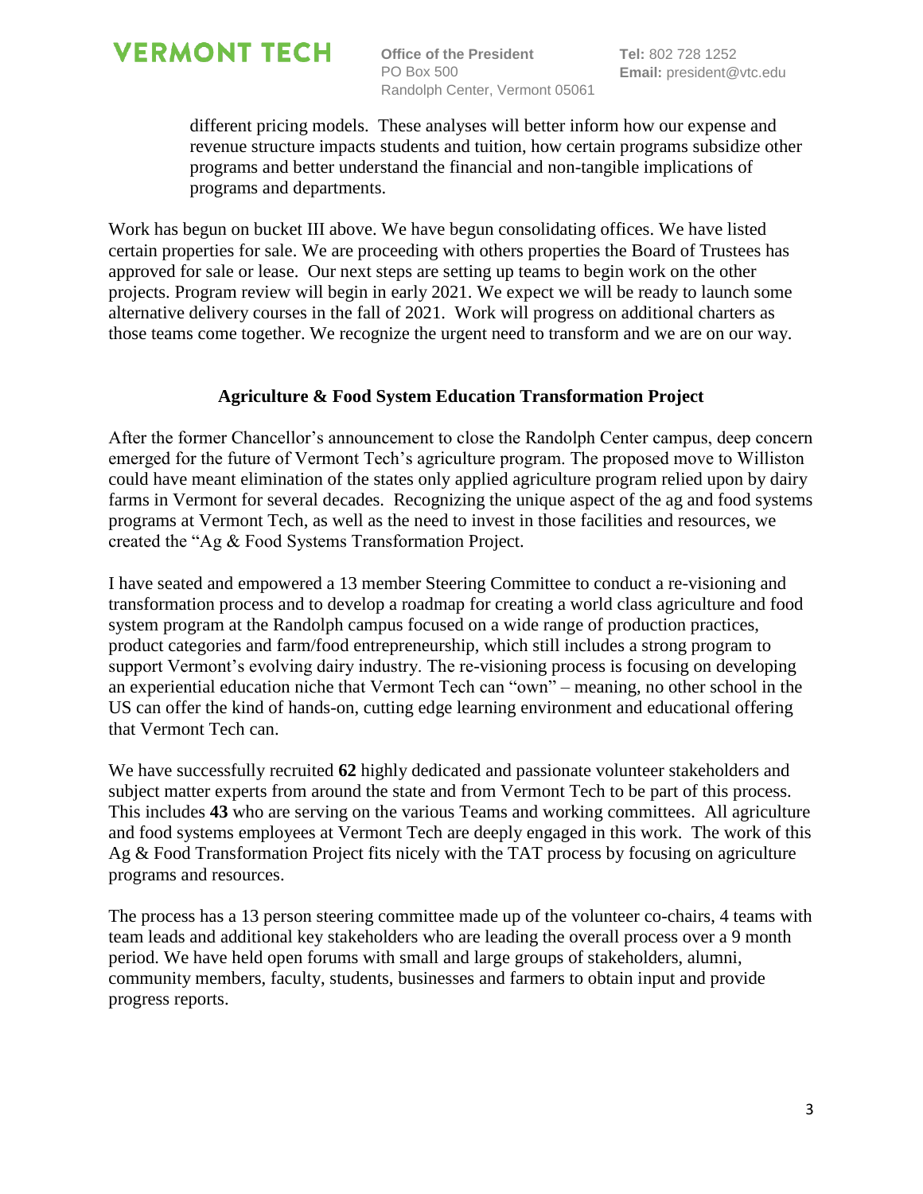different pricing models. These analyses will better inform how our expense and revenue structure impacts students and tuition, how certain programs subsidize other programs and better understand the financial and non-tangible implications of programs and departments.

Work has begun on bucket III above. We have begun consolidating offices. We have listed certain properties for sale. We are proceeding with others properties the Board of Trustees has approved for sale or lease. Our next steps are setting up teams to begin work on the other projects. Program review will begin in early 2021. We expect we will be ready to launch some alternative delivery courses in the fall of 2021. Work will progress on additional charters as those teams come together. We recognize the urgent need to transform and we are on our way.

**Agriculture & Food System Education Transformation Project**

After the former Chancellor's announcement to close the Randolph Center campus, deep concern emerged for the future of Vermont Tech's agriculture program. The proposed move to Williston could have meant elimination of the states only applied agriculture program relied upon by dairy farms in Vermont for several decades. Recognizing the unique aspect of the ag and food systems programs at Vermont Tech, as well as the need to invest in those facilities and resources, we created the "Ag & Food Systems Transformation Project.

I have seated and empowered a 13 member Steering Committee to conduct a re-visioning and transformation process and to develop a roadmap for creating a world class agriculture and food system program at the Randolph campus focused on a wide range of production practices, product categories and farm/food entrepreneurship, which still includes a strong program to support Vermont's evolving dairy industry. The re-visioning process is focusing on developing an experiential education niche that Vermont Tech can "own" – meaning, no other school in the US can offer the kind of hands-on, cutting edge learning environment and educational offering that Vermont Tech can.

We have successfully recruited **62** highly dedicated and passionate volunteer stakeholders and subject matter experts from around the state and from Vermont Tech to be part of this process. This includes **43** who are serving on the various Teams and working committees. All agriculture and food systems employees at Vermont Tech are deeply engaged in this work. The work of this Ag & Food Transformation Project fits nicely with the TAT process by focusing on agriculture programs and resources.

The process has a 13 person steering committee made up of the volunteer co-chairs, 4 teams with team leads and additional key stakeholders who are leading the overall process over a 9 month period. We have held open forums with small and large groups of stakeholders, alumni, community members, faculty, students, businesses and farmers to obtain input and provide progress reports.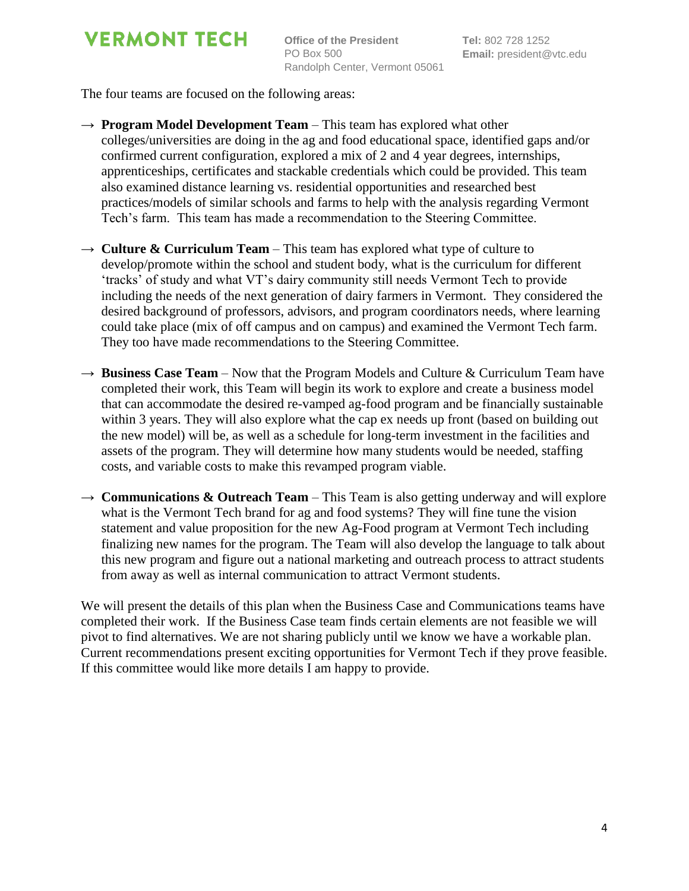The four teams are focused on the following areas:

- **Program Model Development Team** – This team has explored what other colleges/universities are doing in the ag and food educational space, identified gaps and/or confirmed current configuration, explored a mix of 2 and 4 year degrees, internships, apprenticeships, certificates and stackable credentials which could be provided. This team also examined distance learning vs. residential opportunities and researched best practices/models of similar schools and farms to help with the analysis regarding Vermont Tech's farm. This team has made a recommendation to the Steering Committee.

- **Culture & Curriculum Team** – This team has explored what type of culture to develop/promote within the school and student body, what is the curriculum for different 'tracks' of study and what VT's dairy community still needs Vermont Tech to provide including the needs of the next generation of dairy farmers in Vermont. They considered the desired background of professors, advisors, and program coordinators needs, where learning could take place (mix of off campus and on campus) and examined the Vermont Tech farm. They too have made recommendations to the Steering Committee.

- **Business Case Team** – Now that the Program Models and Culture & Curriculum Team have completed their work, this Team will begin its work to explore and create a business model that can accommodate the desired re-vamped ag-food program and be financially sustainable within 3 years. They will also explore what the cap ex needs up front (based on building out the new model) will be, as well as a schedule for long-term investment in the facilities and assets of the program. They will determine how many students would be needed, staffing costs, and variable costs to make this revamped program viable.

- **Communications & Outreach Team** – This Team is also getting underway and will explore what is the Vermont Tech brand for ag and food systems? They will fine tune the vision statement and value proposition for the new Ag-Food program at Vermont Tech including finalizing new names for the program. The Team will also develop the language to talk about this new program and figure out a national marketing and outreach process to attract students from away as well as internal communication to attract Vermont students.

We will present the details of this plan when the Business Case and Communications teams have completed their work. If the Business Case team finds certain elements are not feasible we will pivot to find alternatives. We are not sharing publicly until we know we have a workable plan. Current recommendations present exciting opportunities for Vermont Tech if they prove feasible. If this committee would like more details I am happy to provide.